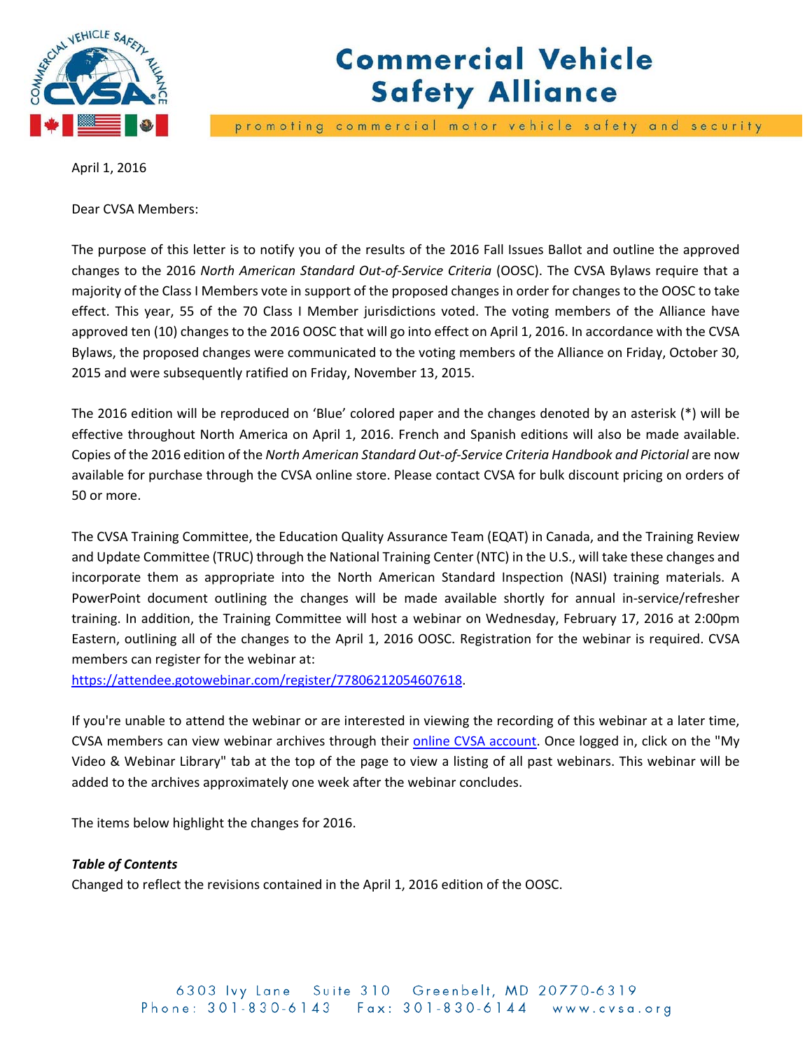# Commercial Vehicle Safety Alliance

promoting commercial motor vehicle safety and security

April 1, 2016

Dear CVSA Members:

The purpose of this letter is to notify you of the results of the 2016 Fall Issues Ballot and outline the approved changes to the 2016 *North American Standard Out-of-Service Criteria* (OOSC). The CVSA Bylaws require that a majority of the Class I Members vote in support of the proposed changes in order for changes to the OOSC to take effect. This year, 55 of the 70 Class I Member jurisdictions voted. The voting members of the Alliance have approved ten (10) changes to the 2016 OOSC that will go into effect on April 1, 2016. In accordance with the CVSA Bylaws, the proposed changes were communicated to the voting members of the Alliance on Friday, October 30, 2015 and were subsequently ratified on Friday, November 13, 2015.

The 2016 edition will be reproduced on 'Blue' colored paper and the changes denoted by an asterisk (*) will be effective throughout North America on April 1, 2016. French and Spanish editions will also be made available. Copies of the 2016 edition of the *North American Standard Out-of-Service Criteria Handbook and Pictorial* are now available for purchase through the CVSA online store. Please contact CVSA for bulk discount pricing on orders of 50 or more.

The CVSA Training Committee, the Education Quality Assurance Team (EQAT) in Canada, and the Training Review and Update Committee (TRUC) through the National Training Center (NTC) in the U.S., will take these changes and incorporate them as appropriate into the North American Standard Inspection (NASI) training materials. A PowerPoint document outlining the changes will be made available shortly for annual in-service/refresher training. In addition, the Training Committee will host a webinar on Wednesday, February 17, 2016 at 2:00pm Eastern, outlining all of the changes to the April 1, 2016 OOSC. Registration for the webinar is required. CVSA members can register for the webinar at: https://attendee.gotowebinar.com/register/7780621205460761​8.

If you're unable to attend the webinar or are interested in viewing the recording of this webinar at a later time, CVSA members can view webinar archives through their online CVSA account. Once logged in, click on the "My Video & Webinar Library" tab at the top of the page to view a listing of all past webinars. This webinar will be added to the archives approximately one week after the webinar concludes.

The items below highlight the changes for 2016.

***Table of Contents***

Changed to reflect the revisions contained in the April 1, 2016 edition of the OOSC.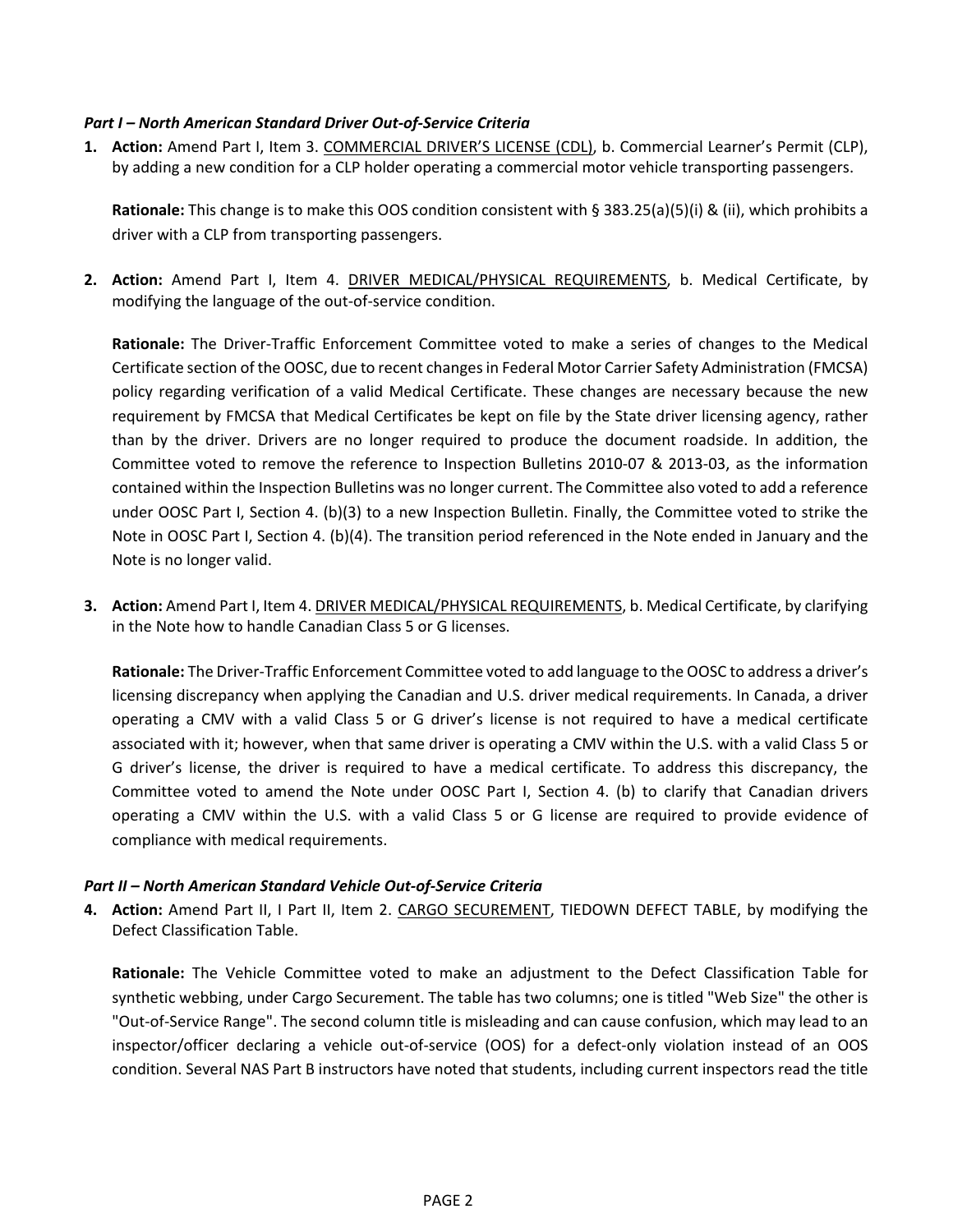***Part I – North American Standard Driver Out-of-Service Criteria***

1. **Action:** Amend Part I, Item 3. <u>COMMERCIAL DRIVER'S LICENSE (CDL)</u>, b. Commercial Learner's Permit (CLP), by adding a new condition for a CLP holder operating a commercial motor vehicle transporting passengers.

   **Rationale:** This change is to make this OOS condition consistent with § 383.25(a)(5)(i) & (ii), which prohibits a driver with a CLP from transporting passengers.

2. **Action:** Amend Part I, Item 4. <u>DRIVER MEDICAL/PHYSICAL REQUIREMENTS</u>, b. Medical Certificate, by modifying the language of the out-of-service condition.

   **Rationale:** The Driver-Traffic Enforcement Committee voted to make a series of changes to the Medical Certificate section of the OOSC, due to recent changes in Federal Motor Carrier Safety Administration (FMCSA) policy regarding verification of a valid Medical Certificate. These changes are necessary because the new requirement by FMCSA that Medical Certificates be kept on file by the State driver licensing agency, rather than by the driver. Drivers are no longer required to produce the document roadside. In addition, the Committee voted to remove the reference to Inspection Bulletins 2010-07 & 2013-03, as the information contained within the Inspection Bulletins was no longer current. The Committee also voted to add a reference under OOSC Part I, Section 4. (b)(3) to a new Inspection Bulletin. Finally, the Committee voted to strike the Note in OOSC Part I, Section 4. (b)(4). The transition period referenced in the Note ended in January and the Note is no longer valid.

3. **Action:** Amend Part I, Item 4. <u>DRIVER MEDICAL/PHYSICAL REQUIREMENTS</u>, b. Medical Certificate, by clarifying in the Note how to handle Canadian Class 5 or G licenses.

   **Rationale:** The Driver-Traffic Enforcement Committee voted to add language to the OOSC to address a driver's licensing discrepancy when applying the Canadian and U.S. driver medical requirements. In Canada, a driver operating a CMV with a valid Class 5 or G driver's license is not required to have a medical certificate associated with it; however, when that same driver is operating a CMV within the U.S. with a valid Class 5 or G driver's license, the driver is required to have a medical certificate. To address this discrepancy, the Committee voted to amend the Note under OOSC Part I, Section 4. (b) to clarify that Canadian drivers operating a CMV within the U.S. with a valid Class 5 or G license are required to provide evidence of compliance with medical requirements.

***Part II – North American Standard Vehicle Out-of-Service Criteria***

4. **Action:** Amend Part II, I Part II, Item 2. <u>CARGO SECUREMENT</u>, TIEDOWN DEFECT TABLE, by modifying the Defect Classification Table.

   **Rationale:** The Vehicle Committee voted to make an adjustment to the Defect Classification Table for synthetic webbing, under Cargo Securement. The table has two columns; one is titled "Web Size" the other is "Out-of-Service Range". The second column title is misleading and can cause confusion, which may lead to an inspector/officer declaring a vehicle out-of-service (OOS) for a defect-only violation instead of an OOS condition. Several NAS Part B instructors have noted that students, including current inspectors read the title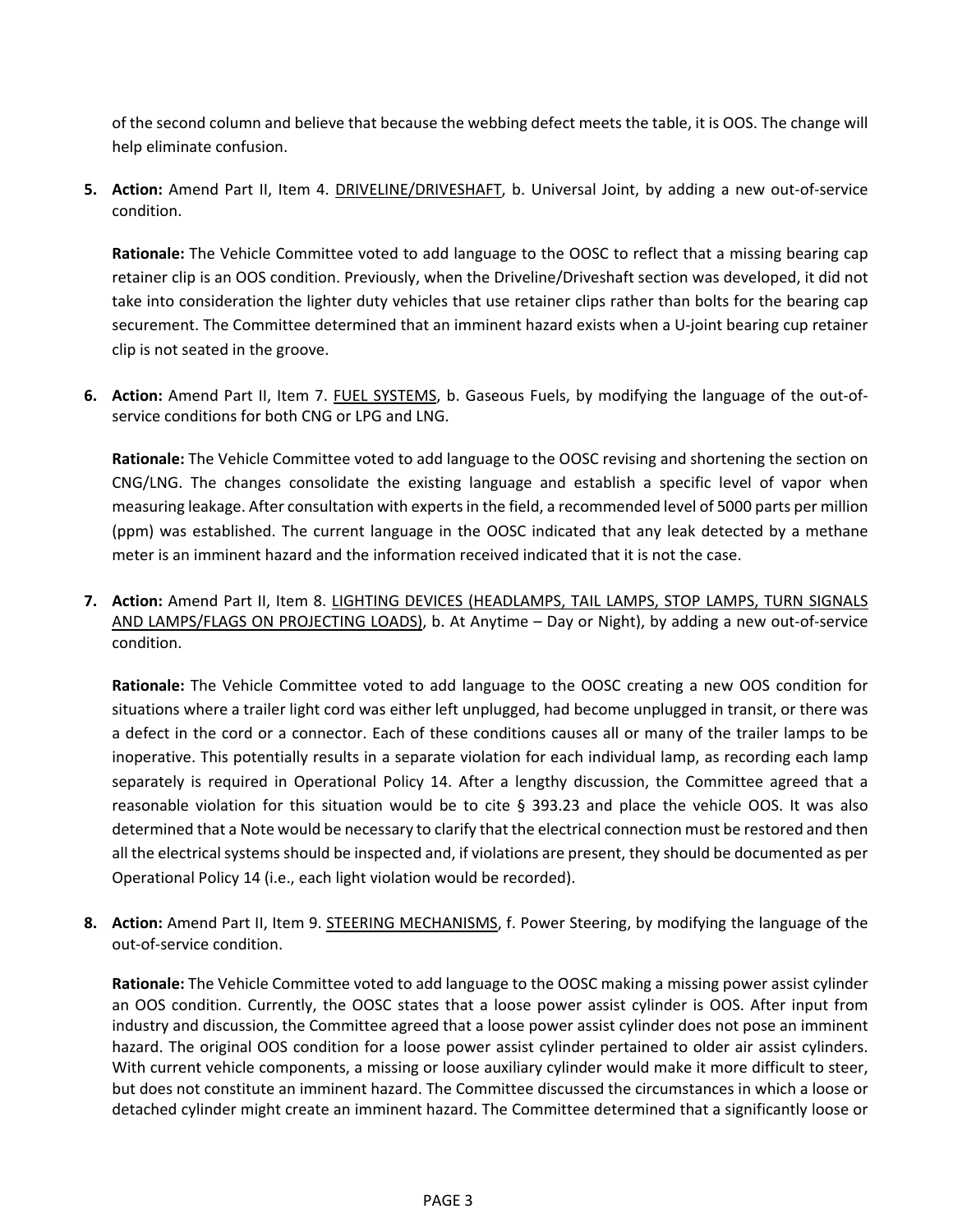of the second column and believe that because the webbing defect meets the table, it is OOS. The change will help eliminate confusion.

5. **Action:** Amend Part II, Item 4. <u>DRIVELINE/DRIVESHAFT</u>, b. Universal Joint, by adding a new out-of-service condition.

   **Rationale:** The Vehicle Committee voted to add language to the OOSC to reflect that a missing bearing cap retainer clip is an OOS condition. Previously, when the Driveline/Driveshaft section was developed, it did not take into consideration the lighter duty vehicles that use retainer clips rather than bolts for the bearing cap securement. The Committee determined that an imminent hazard exists when a U-joint bearing cup retainer clip is not seated in the groove.

6. **Action:** Amend Part II, Item 7. <u>FUEL SYSTEMS</u>, b. Gaseous Fuels, by modifying the language of the out-of-service conditions for both CNG or LPG and LNG.

   **Rationale:** The Vehicle Committee voted to add language to the OOSC revising and shortening the section on CNG/LNG. The changes consolidate the existing language and establish a specific level of vapor when measuring leakage. After consultation with experts in the field, a recommended level of 5000 parts per million (ppm) was established. The current language in the OOSC indicated that any leak detected by a methane meter is an imminent hazard and the information received indicated that it is not the case.

7. **Action:** Amend Part II, Item 8. <u>LIGHTING DEVICES (HEADLAMPS, TAIL LAMPS, STOP LAMPS, TURN SIGNALS AND LAMPS/FLAGS ON PROJECTING LOADS)</u>, b. At Anytime – Day or Night), by adding a new out-of-service condition.

   **Rationale:** The Vehicle Committee voted to add language to the OOSC creating a new OOS condition for situations where a trailer light cord was either left unplugged, had become unplugged in transit, or there was a defect in the cord or a connector. Each of these conditions causes all or many of the trailer lamps to be inoperative. This potentially results in a separate violation for each individual lamp, as recording each lamp separately is required in Operational Policy 14. After a lengthy discussion, the Committee agreed that a reasonable violation for this situation would be to cite § 393.23 and place the vehicle OOS. It was also determined that a Note would be necessary to clarify that the electrical connection must be restored and then all the electrical systems should be inspected and, if violations are present, they should be documented as per Operational Policy 14 (i.e., each light violation would be recorded).

8. **Action:** Amend Part II, Item 9. <u>STEERING MECHANISMS</u>, f. Power Steering, by modifying the language of the out-of-service condition.

   **Rationale:** The Vehicle Committee voted to add language to the OOSC making a missing power assist cylinder an OOS condition. Currently, the OOSC states that a loose power assist cylinder is OOS. After input from industry and discussion, the Committee agreed that a loose power assist cylinder does not pose an imminent hazard. The original OOS condition for a loose power assist cylinder pertained to older air assist cylinders. With current vehicle components, a missing or loose auxiliary cylinder would make it more difficult to steer, but does not constitute an imminent hazard. The Committee discussed the circumstances in which a loose or detached cylinder might create an imminent hazard. The Committee determined that a significantly loose or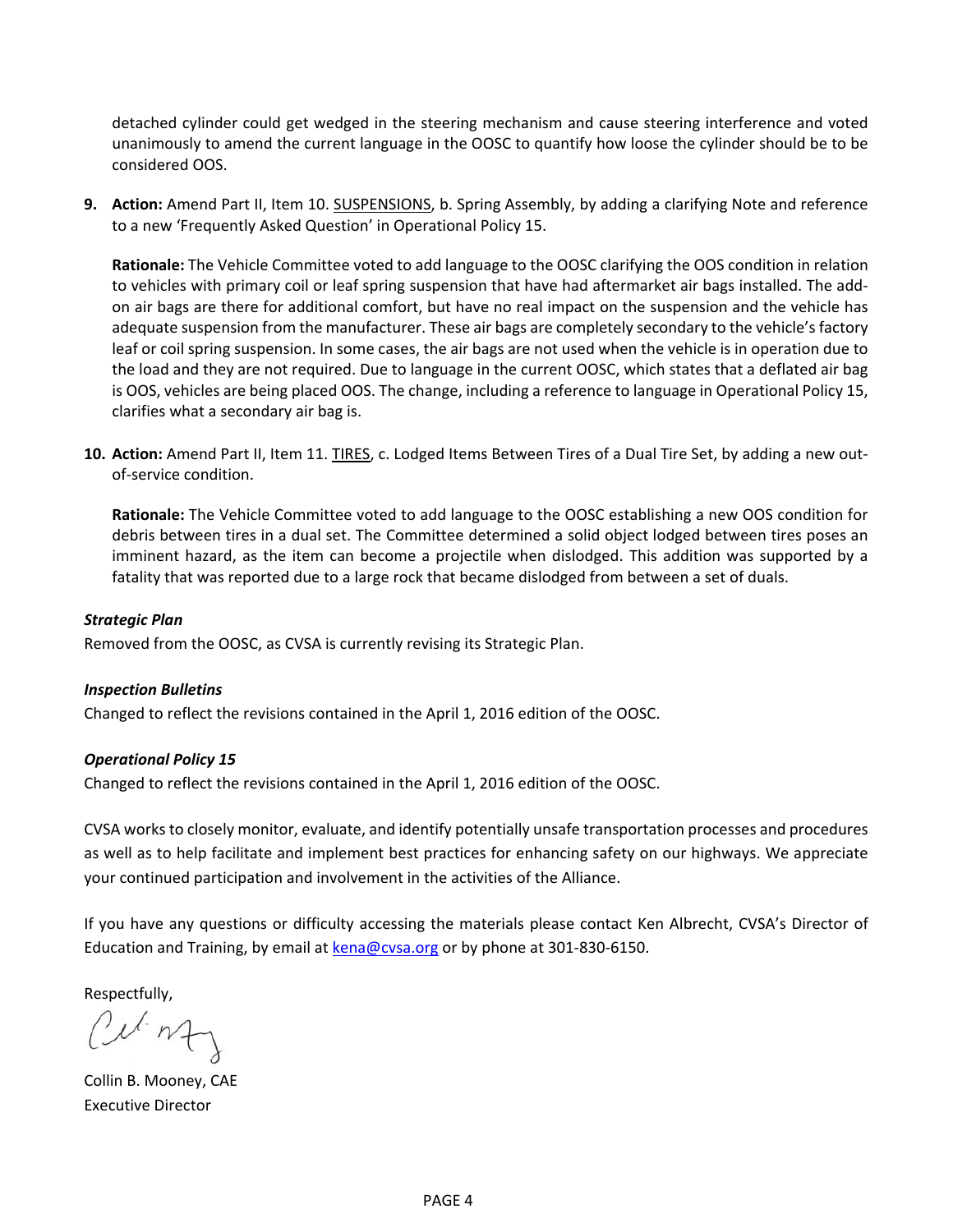detached cylinder could get wedged in the steering mechanism and cause steering interference and voted unanimously to amend the current language in the OOSC to quantify how loose the cylinder should be to be considered OOS.

9. **Action:** Amend Part II, Item 10. <u>SUSPENSIONS</u>, b. Spring Assembly, by adding a clarifying Note and reference to a new 'Frequently Asked Question' in Operational Policy 15.

   **Rationale:** The Vehicle Committee voted to add language to the OOSC clarifying the OOS condition in relation to vehicles with primary coil or leaf spring suspension that have had aftermarket air bags installed. The add-on air bags are there for additional comfort, but have no real impact on the suspension and the vehicle has adequate suspension from the manufacturer. These air bags are completely secondary to the vehicle's factory leaf or coil spring suspension. In some cases, the air bags are not used when the vehicle is in operation due to the load and they are not required. Due to language in the current OOSC, which states that a deflated air bag is OOS, vehicles are being placed OOS. The change, including a reference to language in Operational Policy 15, clarifies what a secondary air bag is.

10. **Action:** Amend Part II, Item 11. <u>TIRES</u>, c. Lodged Items Between Tires of a Dual Tire Set, by adding a new out-of-service condition.

    **Rationale:** The Vehicle Committee voted to add language to the OOSC establishing a new OOS condition for debris between tires in a dual set. The Committee determined a solid object lodged between tires poses an imminent hazard, as the item can become a projectile when dislodged. This addition was supported by a fatality that was reported due to a large rock that became dislodged from between a set of duals.

***Strategic Plan***

Removed from the OOSC, as CVSA is currently revising its Strategic Plan.

***Inspection Bulletins***

Changed to reflect the revisions contained in the April 1, 2016 edition of the OOSC.

***Operational Policy 15***

Changed to reflect the revisions contained in the April 1, 2016 edition of the OOSC.

CVSA works to closely monitor, evaluate, and identify potentially unsafe transportation processes and procedures as well as to help facilitate and implement best practices for enhancing safety on our highways. We appreciate your continued participation and involvement in the activities of the Alliance.

If you have any questions or difficulty accessing the materials please contact Ken Albrecht, CVSA's Director of Education and Training, by email at kena@cvsa.org or by phone at 301-830-6150.

Respectfully,

Collin B. Mooney, CAE
Executive Director